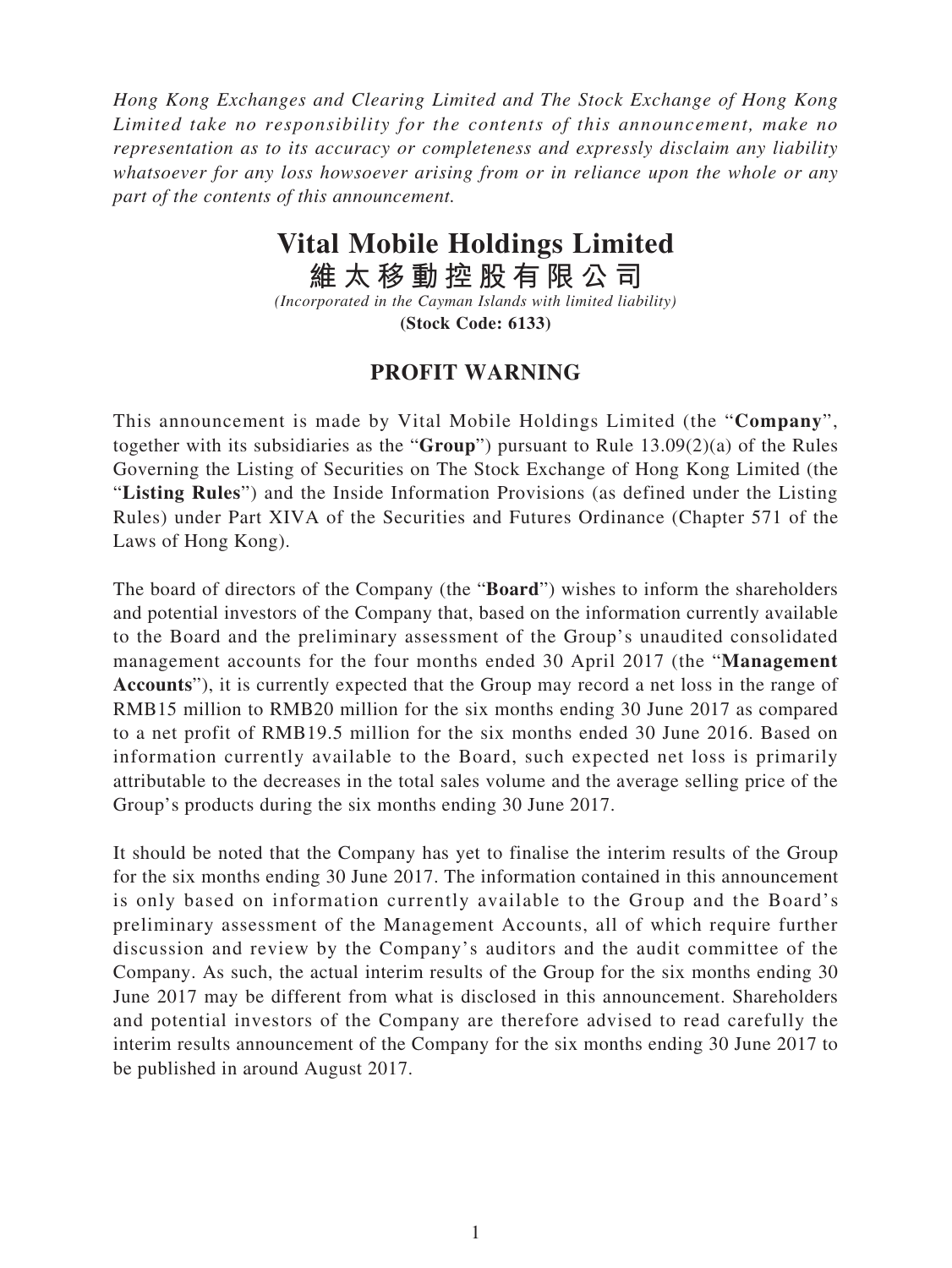*Hong Kong Exchanges and Clearing Limited and The Stock Exchange of Hong Kong Limited take no responsibility for the contents of this announcement, make no representation as to its accuracy or completeness and expressly disclaim any liability whatsoever for any loss howsoever arising from or in reliance upon the whole or any part of the contents of this announcement.*

# Vital Mobile Holdings Limited

# 維太移動控股有限公司

*(Incorporated in the Cayman Islands with limited liability)*

**(Stock Code: 6133)**

## PROFIT WARNING

This announcement is made by Vital Mobile Holdings Limited (the "**Company**", together with its subsidiaries as the "**Group**") pursuant to Rule 13.09(2)(a) of the Rules Governing the Listing of Securities on The Stock Exchange of Hong Kong Limited (the "**Listing Rules**") and the Inside Information Provisions (as defined under the Listing Rules) under Part XIVA of the Securities and Futures Ordinance (Chapter 571 of the Laws of Hong Kong).

The board of directors of the Company (the "**Board**") wishes to inform the shareholders and potential investors of the Company that, based on the information currently available to the Board and the preliminary assessment of the Group's unaudited consolidated management accounts for the four months ended 30 April 2017 (the "**Management Accounts**"), it is currently expected that the Group may record a net loss in the range of RMB15 million to RMB20 million for the six months ending 30 June 2017 as compared to a net profit of RMB19.5 million for the six months ended 30 June 2016. Based on information currently available to the Board, such expected net loss is primarily attributable to the decreases in the total sales volume and the average selling price of the Group's products during the six months ending 30 June 2017.

It should be noted that the Company has yet to finalise the interim results of the Group for the six months ending 30 June 2017. The information contained in this announcement is only based on information currently available to the Group and the Board's preliminary assessment of the Management Accounts, all of which require further discussion and review by the Company's auditors and the audit committee of the Company. As such, the actual interim results of the Group for the six months ending 30 June 2017 may be different from what is disclosed in this announcement. Shareholders and potential investors of the Company are therefore advised to read carefully the interim results announcement of the Company for the six months ending 30 June 2017 to be published in around August 2017.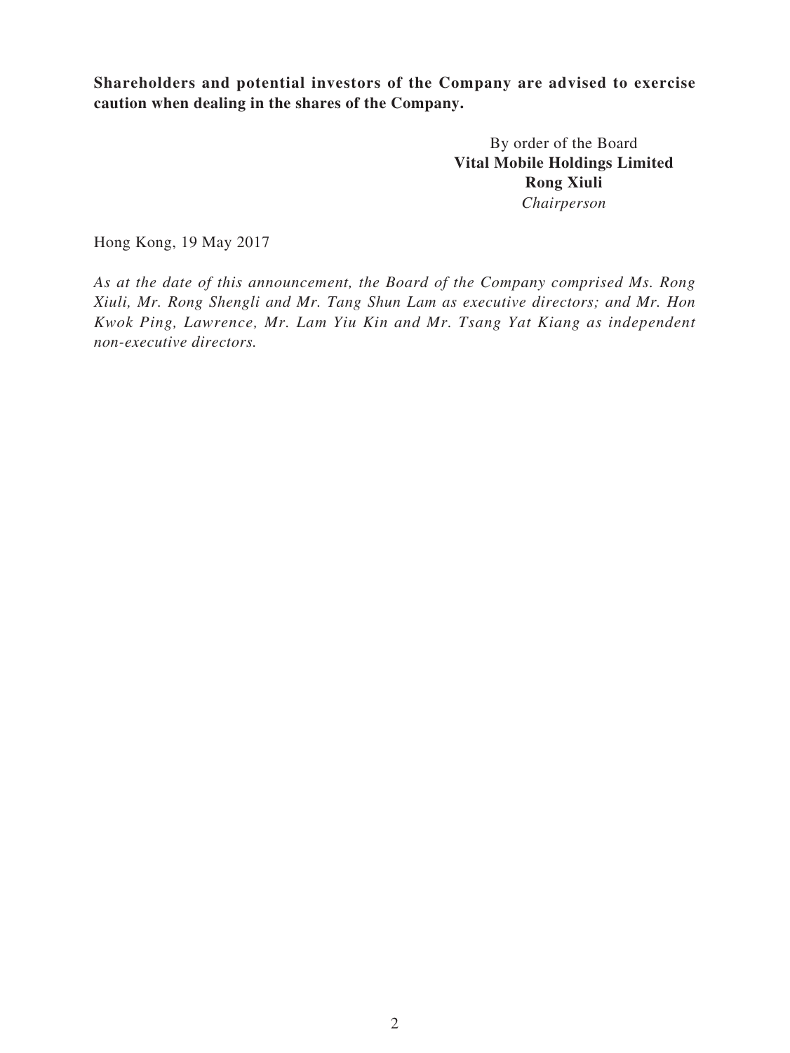**Shareholders and potential investors of the Company are advised to exercise caution when dealing in the shares of the Company.**

By order of the Board
**Vital Mobile Holdings Limited**
**Rong Xiuli**
*Chairperson*

Hong Kong, 19 May 2017

*As at the date of this announcement, the Board of the Company comprised Ms. Rong Xiuli, Mr. Rong Shengli and Mr. Tang Shun Lam as executive directors; and Mr. Hon Kwok Ping, Lawrence, Mr. Lam Yiu Kin and Mr. Tsang Yat Kiang as independent non-executive directors.*